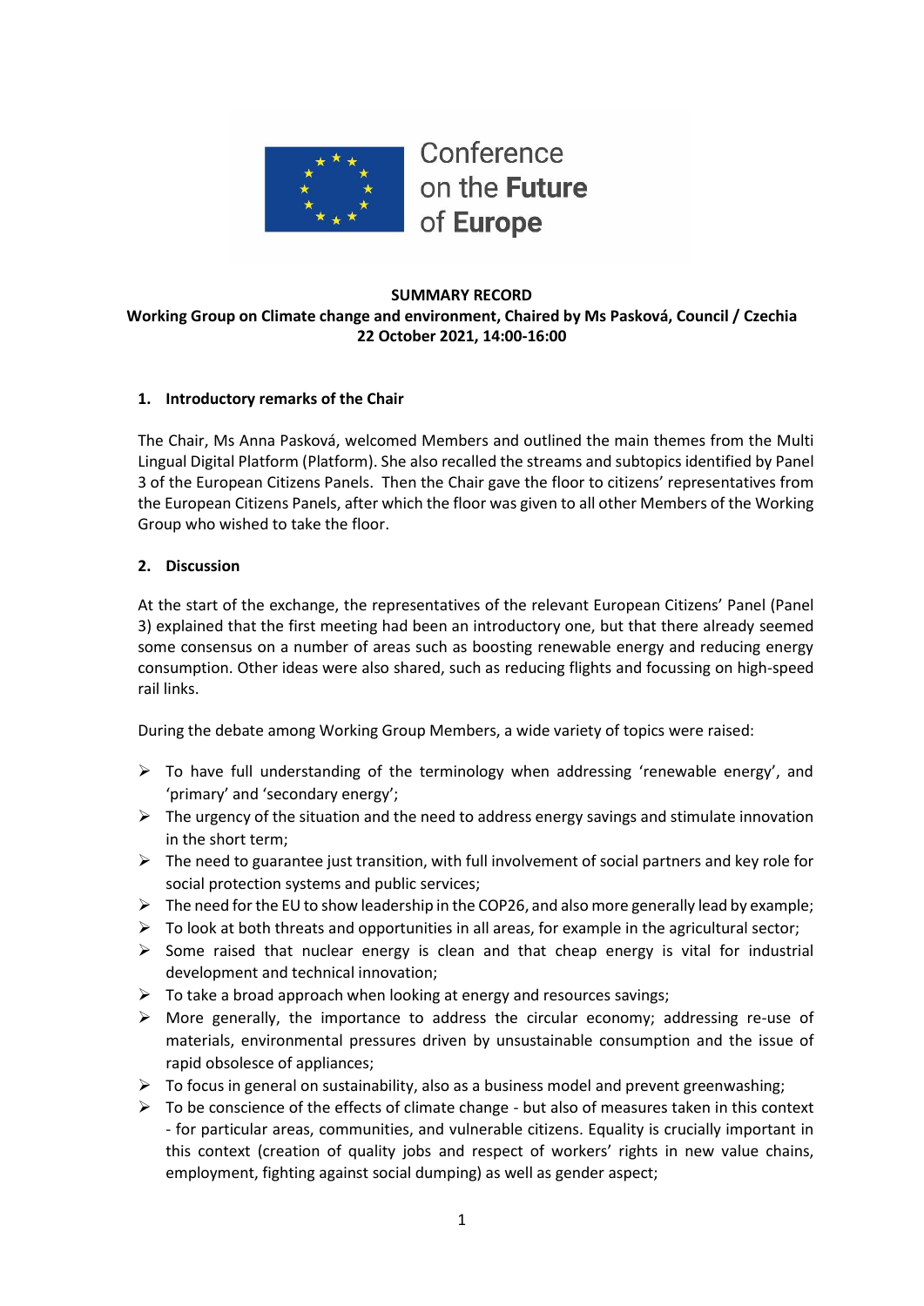# Conference on the Future of Europe

**SUMMARY RECORD**
**Working Group on Climate change and environment, Chaired by Ms Pasková, Council / Czechia**
**22 October 2021, 14:00-16:00**

## 1. Introductory remarks of the Chair

The Chair, Ms Anna Pasková, welcomed Members and outlined the main themes from the Multi Lingual Digital Platform (Platform). She also recalled the streams and subtopics identified by Panel 3 of the European Citizens Panels. Then the Chair gave the floor to citizens' representatives from the European Citizens Panels, after which the floor was given to all other Members of the Working Group who wished to take the floor.

## 2. Discussion

At the start of the exchange, the representatives of the relevant European Citizens' Panel (Panel 3) explained that the first meeting had been an introductory one, but that there already seemed some consensus on a number of areas such as boosting renewable energy and reducing energy consumption. Other ideas were also shared, such as reducing flights and focussing on high-speed rail links.

During the debate among Working Group Members, a wide variety of topics were raised:

- To have full understanding of the terminology when addressing 'renewable energy', and 'primary' and 'secondary energy';
- The urgency of the situation and the need to address energy savings and stimulate innovation in the short term;
- The need to guarantee just transition, with full involvement of social partners and key role for social protection systems and public services;
- The need for the EU to show leadership in the COP26, and also more generally lead by example;
- To look at both threats and opportunities in all areas, for example in the agricultural sector;
- Some raised that nuclear energy is clean and that cheap energy is vital for industrial development and technical innovation;
- To take a broad approach when looking at energy and resources savings;
- More generally, the importance to address the circular economy; addressing re-use of materials, environmental pressures driven by unsustainable consumption and the issue of rapid obsolesce of appliances;
- To focus in general on sustainability, also as a business model and prevent greenwashing;
- To be conscience of the effects of climate change - but also of measures taken in this context - for particular areas, communities, and vulnerable citizens. Equality is crucially important in this context (creation of quality jobs and respect of workers' rights in new value chains, employment, fighting against social dumping) as well as gender aspect;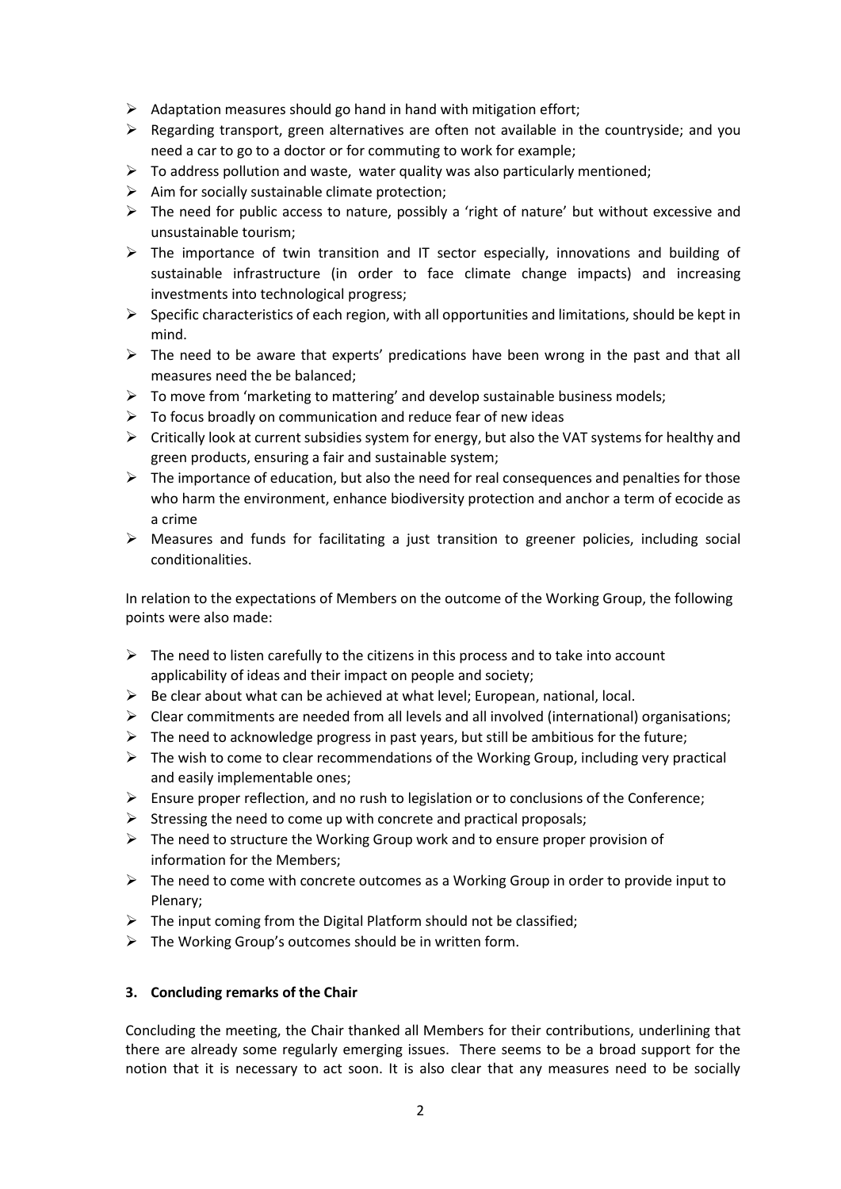- Adaptation measures should go hand in hand with mitigation effort;
- Regarding transport, green alternatives are often not available in the countryside; and you need a car to go to a doctor or for commuting to work for example;
- To address pollution and waste, water quality was also particularly mentioned;
- Aim for socially sustainable climate protection;
- The need for public access to nature, possibly a 'right of nature' but without excessive and unsustainable tourism;
- The importance of twin transition and IT sector especially, innovations and building of sustainable infrastructure (in order to face climate change impacts) and increasing investments into technological progress;
- Specific characteristics of each region, with all opportunities and limitations, should be kept in mind.
- The need to be aware that experts' predications have been wrong in the past and that all measures need the be balanced;
- To move from 'marketing to mattering' and develop sustainable business models;
- To focus broadly on communication and reduce fear of new ideas
- Critically look at current subsidies system for energy, but also the VAT systems for healthy and green products, ensuring a fair and sustainable system;
- The importance of education, but also the need for real consequences and penalties for those who harm the environment, enhance biodiversity protection and anchor a term of ecocide as a crime
- Measures and funds for facilitating a just transition to greener policies, including social conditionalities.

In relation to the expectations of Members on the outcome of the Working Group, the following points were also made:

- The need to listen carefully to the citizens in this process and to take into account applicability of ideas and their impact on people and society;
- Be clear about what can be achieved at what level; European, national, local.
- Clear commitments are needed from all levels and all involved (international) organisations;
- The need to acknowledge progress in past years, but still be ambitious for the future;
- The wish to come to clear recommendations of the Working Group, including very practical and easily implementable ones;
- Ensure proper reflection, and no rush to legislation or to conclusions of the Conference;
- Stressing the need to come up with concrete and practical proposals;
- The need to structure the Working Group work and to ensure proper provision of information for the Members;
- The need to come with concrete outcomes as a Working Group in order to provide input to Plenary;
- The input coming from the Digital Platform should not be classified;
- The Working Group's outcomes should be in written form.

### 3. Concluding remarks of the Chair

Concluding the meeting, the Chair thanked all Members for their contributions, underlining that there are already some regularly emerging issues. There seems to be a broad support for the notion that it is necessary to act soon. It is also clear that any measures need to be socially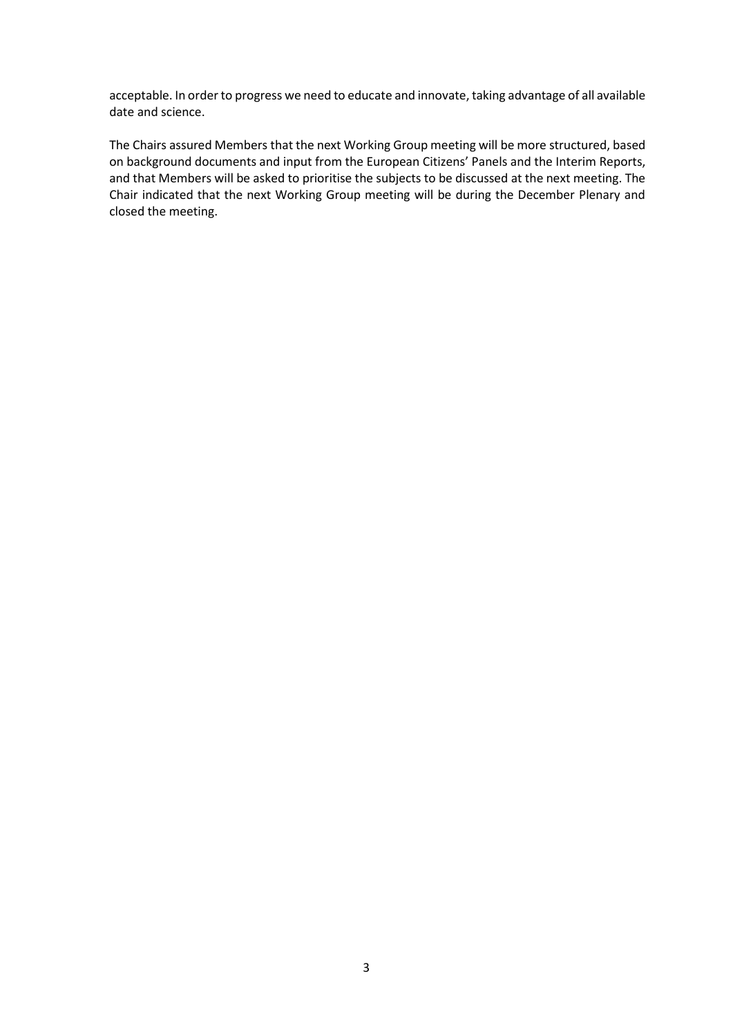acceptable. In order to progress we need to educate and innovate, taking advantage of all available date and science.

The Chairs assured Members that the next Working Group meeting will be more structured, based on background documents and input from the European Citizens' Panels and the Interim Reports, and that Members will be asked to prioritise the subjects to be discussed at the next meeting. The Chair indicated that the next Working Group meeting will be during the December Plenary and closed the meeting.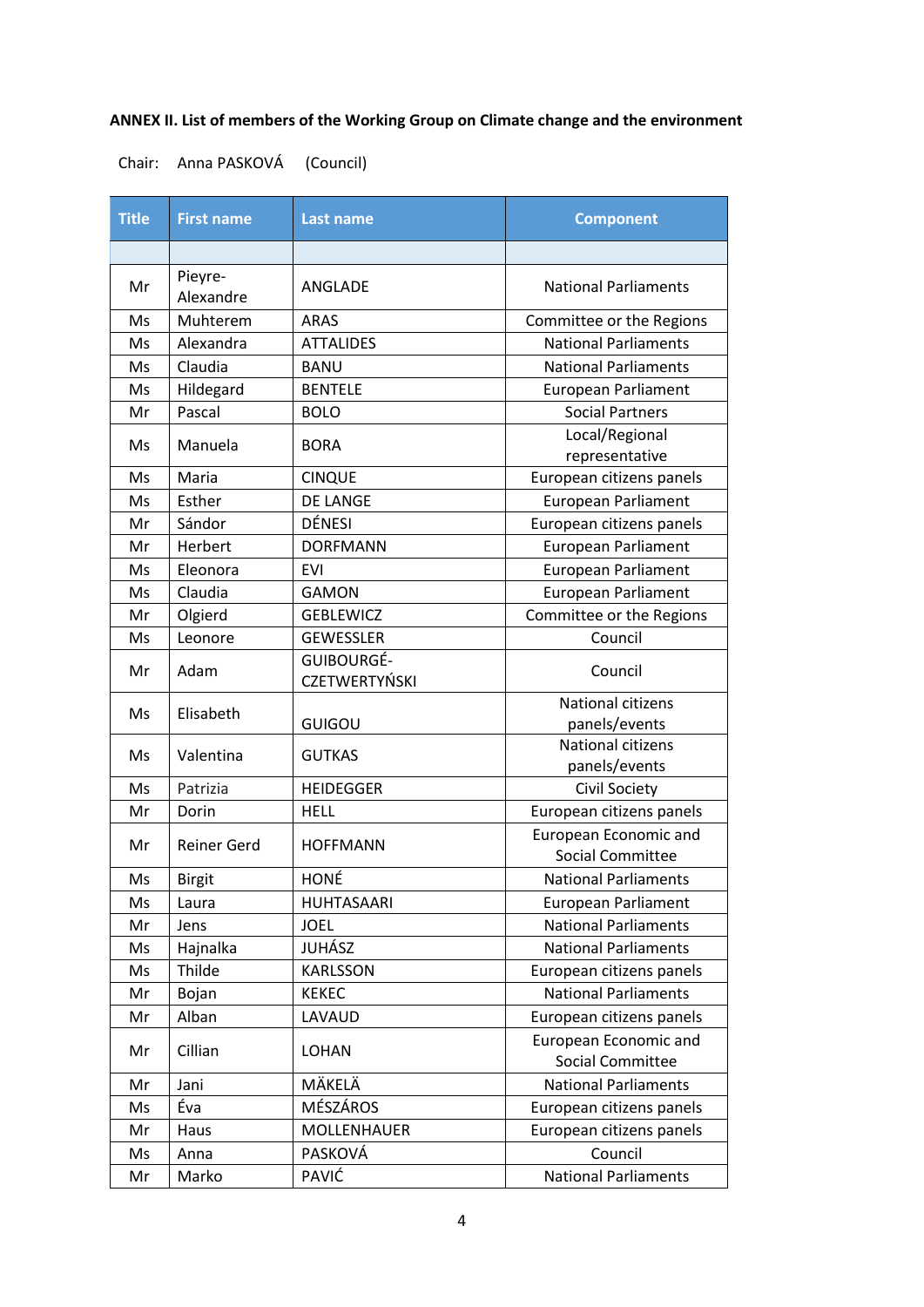**ANNEX II. List of members of the Working Group on Climate change and the environment**

Chair: Anna PASKOVÁ (Council)

| Title | First name | Last name | Component |
|---|---|---|---|
| | | | |
| Mr | Pieyre-Alexandre | ANGLADE | National Parliaments |
| Ms | Muhterem | ARAS | Committee or the Regions |
| Ms | Alexandra | ATTALIDES | National Parliaments |
| Ms | Claudia | BANU | National Parliaments |
| Ms | Hildegard | BENTELE | European Parliament |
| Mr | Pascal | BOLO | Social Partners |
| Ms | Manuela | BORA | Local/Regional representative |
| Ms | Maria | CINQUE | European citizens panels |
| Ms | Esther | DE LANGE | European Parliament |
| Mr | Sándor | DÉNESI | European citizens panels |
| Mr | Herbert | DORFMANN | European Parliament |
| Ms | Eleonora | EVI | European Parliament |
| Ms | Claudia | GAMON | European Parliament |
| Mr | Olgierd | GEBLEWICZ | Committee or the Regions |
| Ms | Leonore | GEWESSLER | Council |
| Mr | Adam | GUIBOURGÉ-CZETWERTYŃSKI | Council |
| Ms | Elisabeth | GUIGOU | National citizens panels/events |
| Ms | Valentina | GUTKAS | National citizens panels/events |
| Ms | Patrizia | HEIDEGGER | Civil Society |
| Mr | Dorin | HELL | European citizens panels |
| Mr | Reiner Gerd | HOFFMANN | European Economic and Social Committee |
| Ms | Birgit | HONÉ | National Parliaments |
| Ms | Laura | HUHTASAARI | European Parliament |
| Mr | Jens | JOEL | National Parliaments |
| Ms | Hajnalka | JUHÁSZ | National Parliaments |
| Ms | Thilde | KARLSSON | European citizens panels |
| Mr | Bojan | KEKEC | National Parliaments |
| Mr | Alban | LAVAUD | European citizens panels |
| Mr | Cillian | LOHAN | European Economic and Social Committee |
| Mr | Jani | MÄKELÄ | National Parliaments |
| Ms | Éva | MÉSZÁROS | European citizens panels |
| Mr | Haus | MOLLENHAUER | European citizens panels |
| Ms | Anna | PASKOVÁ | Council |
| Mr | Marko | PAVIĆ | National Parliaments |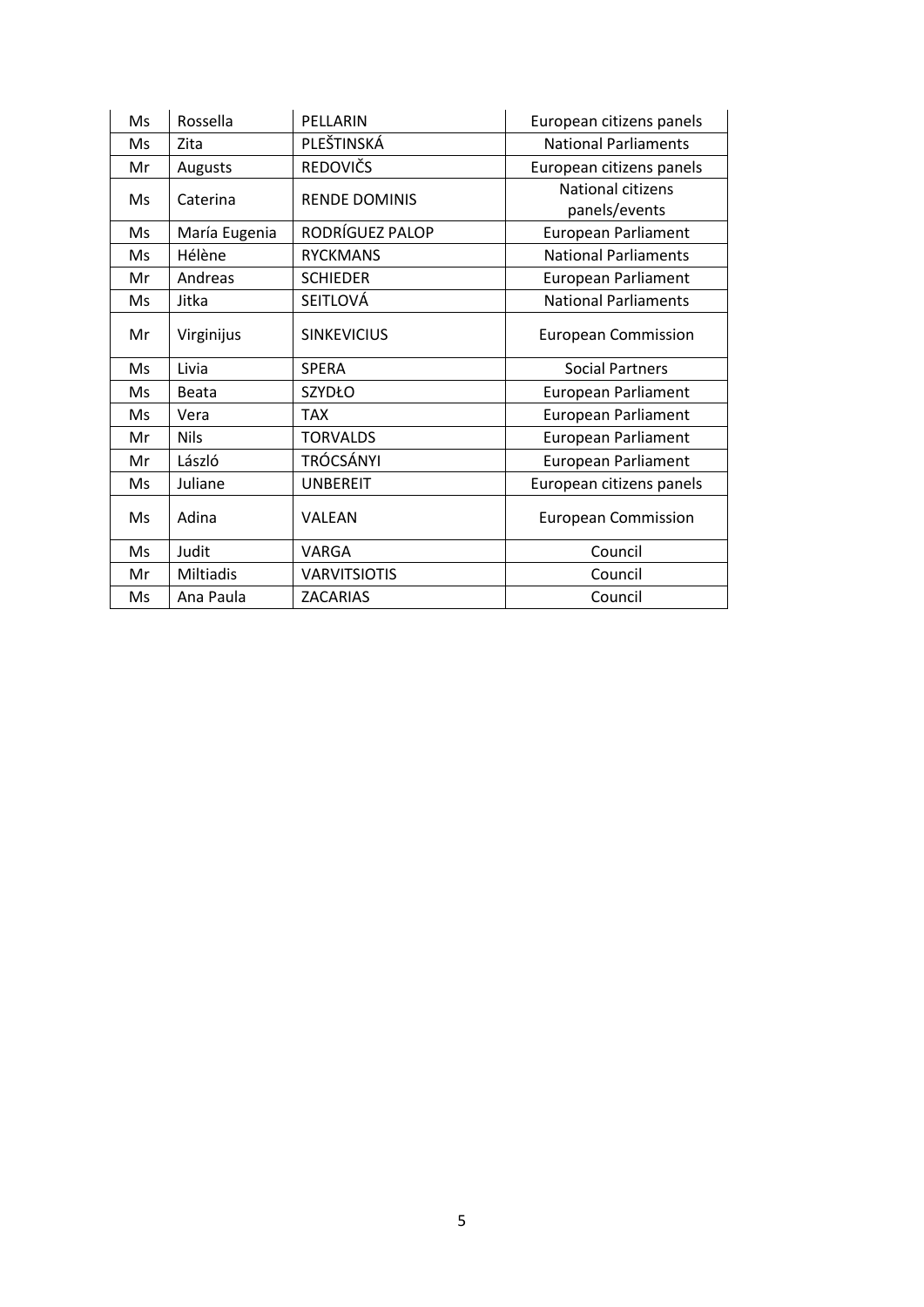| | | | |
|---|---|---|---|
| Ms | Rossella | PELLARIN | European citizens panels |
| Ms | Zita | PLEŠTINSKÁ | National Parliaments |
| Mr | Augusts | REDOVIČS | European citizens panels |
| Ms | Caterina | RENDE DOMINIS | National citizens panels/events |
| Ms | María Eugenia | RODRÍGUEZ PALOP | European Parliament |
| Ms | Hélène | RYCKMANS | National Parliaments |
| Mr | Andreas | SCHIEDER | European Parliament |
| Ms | Jitka | SEITLOVÁ | National Parliaments |
| Mr | Virginijus | SINKEVICIUS | European Commission |
| Ms | Livia | SPERA | Social Partners |
| Ms | Beata | SZYDŁO | European Parliament |
| Ms | Vera | TAX | European Parliament |
| Mr | Nils | TORVALDS | European Parliament |
| Mr | László | TRÓCSÁNYI | European Parliament |
| Ms | Juliane | UNBEREIT | European citizens panels |
| Ms | Adina | VALEAN | European Commission |
| Ms | Judit | VARGA | Council |
| Mr | Miltiadis | VARVITSIOTIS | Council |
| Ms | Ana Paula | ZACARIAS | Council |